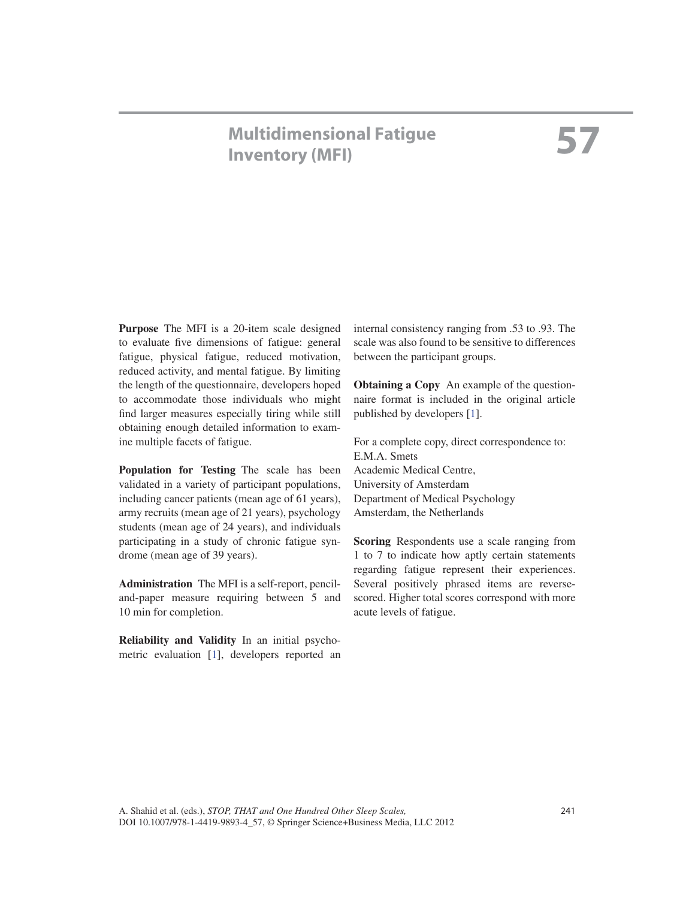# 57 Multidimensional Fatigue Inventory (MFI)

**Purpose** The MFI is a 20-item scale designed to evaluate five dimensions of fatigue: general fatigue, physical fatigue, reduced motivation, reduced activity, and mental fatigue. By limiting the length of the questionnaire, developers hoped to accommodate those individuals who might find larger measures especially tiring while still obtaining enough detailed information to examine multiple facets of fatigue.

**Population for Testing** The scale has been validated in a variety of participant populations, including cancer patients (mean age of 61 years), army recruits (mean age of 21 years), psychology students (mean age of 24 years), and individuals participating in a study of chronic fatigue syndrome (mean age of 39 years).

**Administration** The MFI is a self-report, pencil-and-paper measure requiring between 5 and 10 min for completion.

**Reliability and Validity** In an initial psychometric evaluation [1], developers reported an internal consistency ranging from .53 to .93. The scale was also found to be sensitive to differences between the participant groups.

**Obtaining a Copy** An example of the questionnaire format is included in the original article published by developers [1].

For a complete copy, direct correspondence to:
E.M.A. Smets
Academic Medical Centre,
University of Amsterdam
Department of Medical Psychology
Amsterdam, the Netherlands

**Scoring** Respondents use a scale ranging from 1 to 7 to indicate how aptly certain statements regarding fatigue represent their experiences. Several positively phrased items are reverse-scored. Higher total scores correspond with more acute levels of fatigue.

A. Shahid et al. (eds.), *STOP, THAT and One Hundred Other Sleep Scales,*
DOI 10.1007/978-1-4419-9893-4_57, © Springer Science+Business Media, LLC 2012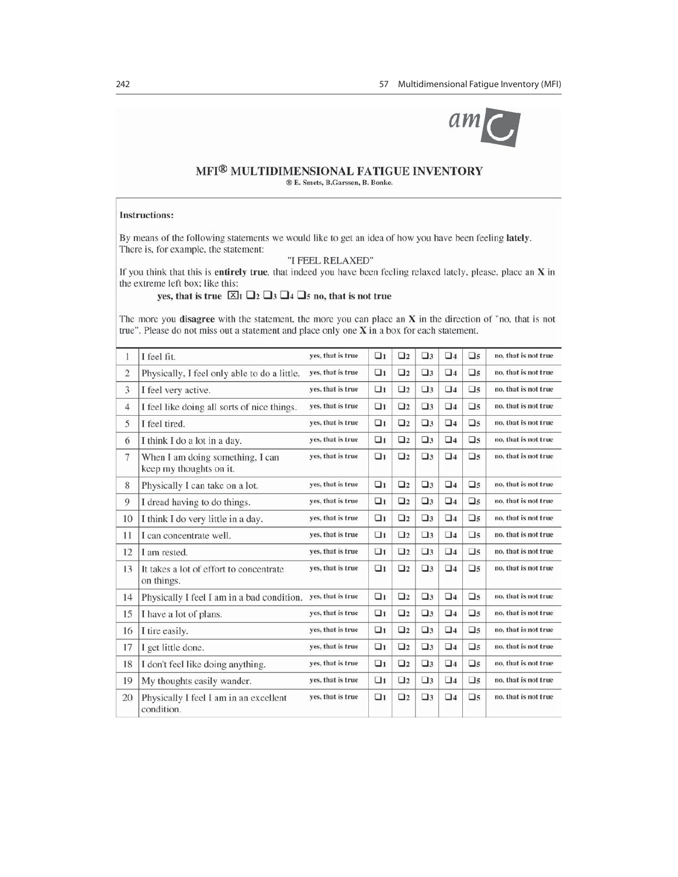# MFI® MULTIDIMENSIONAL FATIGUE INVENTORY

® E. Smets, B.Garssen, B. Bonke.

**Instructions:**

By means of the following statements we would like to get an idea of how you have been feeling **lately**. There is, for example, the statement:

"I FEEL RELAXED"

If you think that this is **entirely** true, that indeed you have been feeling relaxed lately, please, place an **X** in the extreme left box; like this:

**yes, that is true** ☒1 ☐2 ☐3 ☐4 ☐5 **no, that is not true**

The more you **disagree** with the statement, the more you can place an **X** in the direction of "no, that is not true". Please do not miss out a statement and place only one **X** in a box for each statement.

| | | | | | | | | |
|---|---|---|---|---|---|---|---|---|
| 1 | I feel fit. | yes, that is true | ☐1 | ☐2 | ☐3 | ☐4 | ☐5 | no, that is not true |
| 2 | Physically, I feel only able to do a little. | yes, that is true | ☐1 | ☐2 | ☐3 | ☐4 | ☐5 | no, that is not true |
| 3 | I feel very active. | yes, that is true | ☐1 | ☐2 | ☐3 | ☐4 | ☐5 | no, that is not true |
| 4 | I feel like doing all sorts of nice things. | yes, that is true | ☐1 | ☐2 | ☐3 | ☐4 | ☐5 | no, that is not true |
| 5 | I feel tired. | yes, that is true | ☐1 | ☐2 | ☐3 | ☐4 | ☐5 | no, that is not true |
| 6 | I think I do a lot in a day. | yes, that is true | ☐1 | ☐2 | ☐3 | ☐4 | ☐5 | no, that is not true |
| 7 | When I am doing something, I can keep my thoughts on it. | yes, that is true | ☐1 | ☐2 | ☐3 | ☐4 | ☐5 | no, that is not true |
| 8 | Physically I can take on a lot. | yes, that is true | ☐1 | ☐2 | ☐3 | ☐4 | ☐5 | no, that is not true |
| 9 | I dread having to do things. | yes, that is true | ☐1 | ☐2 | ☐3 | ☐4 | ☐5 | no, that is not true |
| 10 | I think I do very little in a day. | yes, that is true | ☐1 | ☐2 | ☐3 | ☐4 | ☐5 | no, that is not true |
| 11 | I can concentrate well. | yes, that is true | ☐1 | ☐2 | ☐3 | ☐4 | ☐5 | no, that is not true |
| 12 | I am rested. | yes, that is true | ☐1 | ☐2 | ☐3 | ☐4 | ☐5 | no, that is not true |
| 13 | It takes a lot of effort to concentrate on things. | yes, that is true | ☐1 | ☐2 | ☐3 | ☐4 | ☐5 | no, that is not true |
| 14 | Physically I feel I am in a bad condition. | yes, that is true | ☐1 | ☐2 | ☐3 | ☐4 | ☐5 | no, that is not true |
| 15 | I have a lot of plans. | yes, that is true | ☐1 | ☐2 | ☐3 | ☐4 | ☐5 | no, that is not true |
| 16 | I tire easily. | yes, that is true | ☐1 | ☐2 | ☐3 | ☐4 | ☐5 | no, that is not true |
| 17 | I get little done. | yes, that is true | ☐1 | ☐2 | ☐3 | ☐4 | ☐5 | no, that is not true |
| 18 | I don't feel like doing anything. | yes, that is true | ☐1 | ☐2 | ☐3 | ☐4 | ☐5 | no, that is not true |
| 19 | My thoughts easily wander. | yes, that is true | ☐1 | ☐2 | ☐3 | ☐4 | ☐5 | no, that is not true |
| 20 | Physically I feel I am in an excellent condition. | yes, that is true | ☐1 | ☐2 | ☐3 | ☐4 | ☐5 | no, that is not true |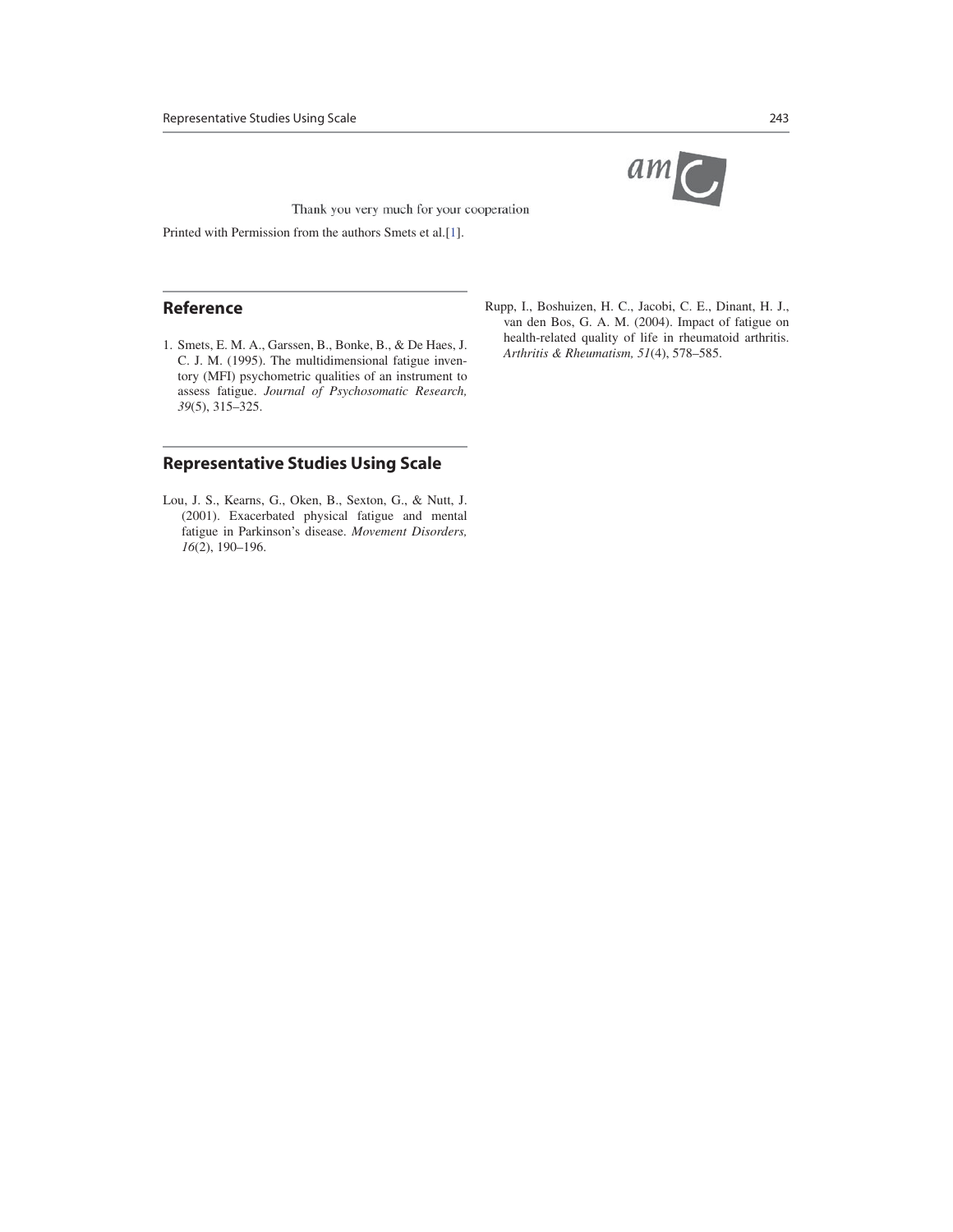Thank you very much for your cooperation

Printed with Permission from the authors Smets et al.[1].

## Reference

1. Smets, E. M. A., Garssen, B., Bonke, B., & De Haes, J. C. J. M. (1995). The multidimensional fatigue inventory (MFI) psychometric qualities of an instrument to assess fatigue. *Journal of Psychosomatic Research, 39*(5), 315–325.

## Representative Studies Using Scale

Lou, J. S., Kearns, G., Oken, B., Sexton, G., & Nutt, J. (2001). Exacerbated physical fatigue and mental fatigue in Parkinson's disease. *Movement Disorders, 16*(2), 190–196.

Rupp, I., Boshuizen, H. C., Jacobi, C. E., Dinant, H. J., van den Bos, G. A. M. (2004). Impact of fatigue on health-related quality of life in rheumatoid arthritis. *Arthritis & Rheumatism, 51*(4), 578–585.